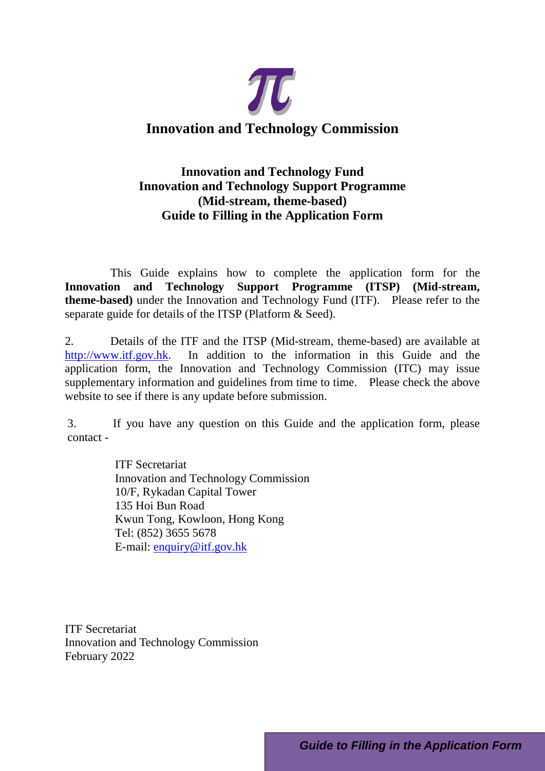# Innovation and Technology Commission

## Innovation and Technology Fund
## Innovation and Technology Support Programme
## (Mid-stream, theme-based)
## Guide to Filling in the Application Form

This Guide explains how to complete the application form for the **Innovation and Technology Support Programme (ITSP) (Mid-stream, theme-based)** under the Innovation and Technology Fund (ITF). Please refer to the separate guide for details of the ITSP (Platform & Seed).

2. Details of the ITF and the ITSP (Mid-stream, theme-based) are available at http://www.itf.gov.hk. In addition to the information in this Guide and the application form, the Innovation and Technology Commission (ITC) may issue supplementary information and guidelines from time to time. Please check the above website to see if there is any update before submission.

3. If you have any question on this Guide and the application form, please contact -

ITF Secretariat
Innovation and Technology Commission
10/F, Rykadan Capital Tower
135 Hoi Bun Road
Kwun Tong, Kowloon, Hong Kong
Tel: (852) 3655 5678
E-mail: enquiry@itf.gov.hk

ITF Secretariat
Innovation and Technology Commission
February 2022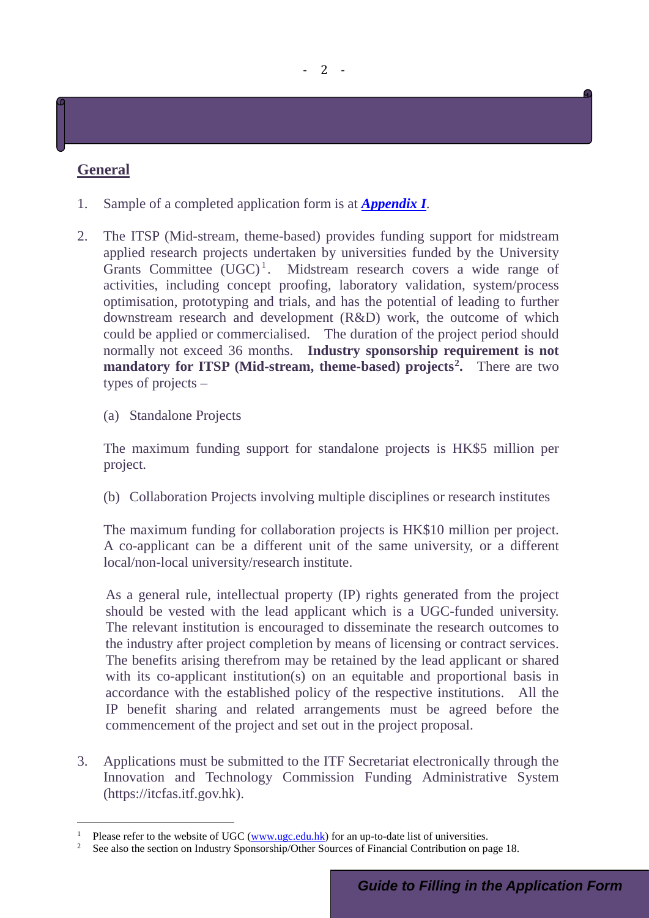## General

1. Sample of a completed application form is at ***Appendix I***.

2. The ITSP (Mid-stream, theme-based) provides funding support for midstream applied research projects undertaken by universities funded by the University Grants Committee (UGC)[1]. Midstream research covers a wide range of activities, including concept proofing, laboratory validation, system/process optimisation, prototyping and trials, and has the potential of leading to further downstream research and development (R&D) work, the outcome of which could be applied or commercialised. The duration of the project period should normally not exceed 36 months. **Industry sponsorship requirement is not mandatory for ITSP (Mid-stream, theme-based) projects[2].** There are two types of projects –

   (a) Standalone Projects

   The maximum funding support for standalone projects is HK$5 million per project.

   (b) Collaboration Projects involving multiple disciplines or research institutes

   The maximum funding for collaboration projects is HK$10 million per project. A co-applicant can be a different unit of the same university, or a different local/non-local university/research institute.

   As a general rule, intellectual property (IP) rights generated from the project should be vested with the lead applicant which is a UGC-funded university. The relevant institution is encouraged to disseminate the research outcomes to the industry after project completion by means of licensing or contract services. The benefits arising therefrom may be retained by the lead applicant or shared with its co-applicant institution(s) on an equitable and proportional basis in accordance with the established policy of the respective institutions. All the IP benefit sharing and related arrangements must be agreed before the commencement of the project and set out in the project proposal.

3. Applications must be submitted to the ITF Secretariat electronically through the Innovation and Technology Commission Funding Administrative System (https://itcfas.itf.gov.hk).

---

[1] Please refer to the website of UGC (www.ugc.edu.hk) for an up-to-date list of universities.

[2] See also the section on Industry Sponsorship/Other Sources of Financial Contribution on page 18.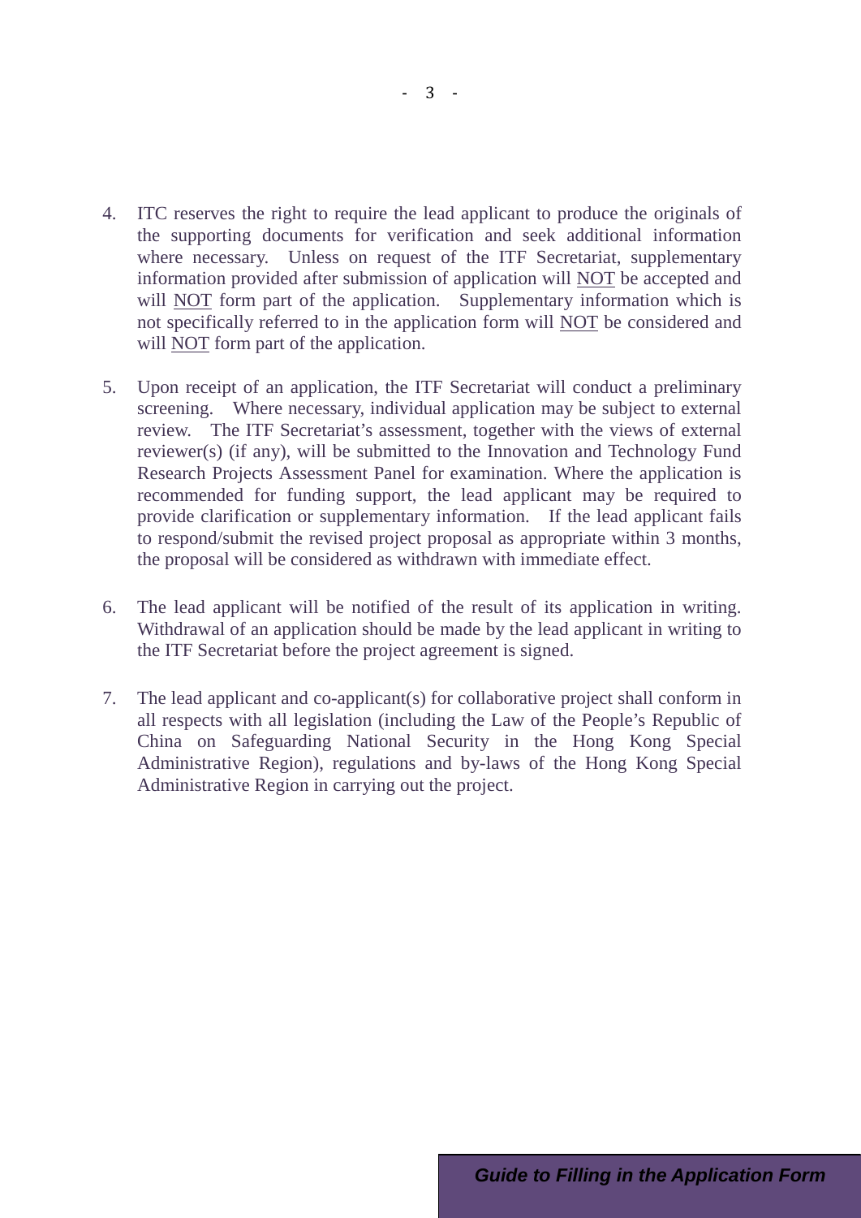4. ITC reserves the right to require the lead applicant to produce the originals of the supporting documents for verification and seek additional information where necessary. Unless on request of the ITF Secretariat, supplementary information provided after submission of application will <u>NOT</u> be accepted and will <u>NOT</u> form part of the application. Supplementary information which is not specifically referred to in the application form will <u>NOT</u> be considered and will <u>NOT</u> form part of the application.

5. Upon receipt of an application, the ITF Secretariat will conduct a preliminary screening. Where necessary, individual application may be subject to external review. The ITF Secretariat's assessment, together with the views of external reviewer(s) (if any), will be submitted to the Innovation and Technology Fund Research Projects Assessment Panel for examination. Where the application is recommended for funding support, the lead applicant may be required to provide clarification or supplementary information. If the lead applicant fails to respond/submit the revised project proposal as appropriate within 3 months, the proposal will be considered as withdrawn with immediate effect.

6. The lead applicant will be notified of the result of its application in writing. Withdrawal of an application should be made by the lead applicant in writing to the ITF Secretariat before the project agreement is signed.

7. The lead applicant and co-applicant(s) for collaborative project shall conform in all respects with all legislation (including the Law of the People's Republic of China on Safeguarding National Security in the Hong Kong Special Administrative Region), regulations and by-laws of the Hong Kong Special Administrative Region in carrying out the project.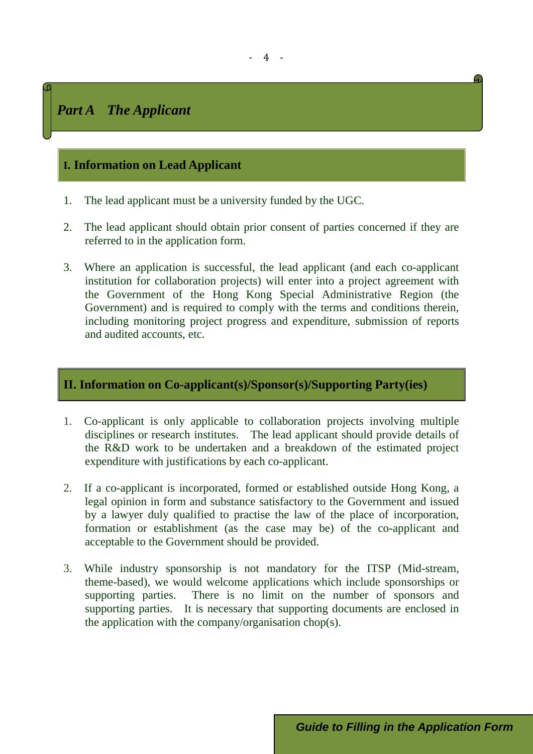# *Part A The Applicant*

## I. Information on Lead Applicant

1. The lead applicant must be a university funded by the UGC.

2. The lead applicant should obtain prior consent of parties concerned if they are referred to in the application form.

3. Where an application is successful, the lead applicant (and each co-applicant institution for collaboration projects) will enter into a project agreement with the Government of the Hong Kong Special Administrative Region (the Government) and is required to comply with the terms and conditions therein, including monitoring project progress and expenditure, submission of reports and audited accounts, etc.

## II. Information on Co-applicant(s)/Sponsor(s)/Supporting Party(ies)

1. Co-applicant is only applicable to collaboration projects involving multiple disciplines or research institutes. The lead applicant should provide details of the R&D work to be undertaken and a breakdown of the estimated project expenditure with justifications by each co-applicant.

2. If a co-applicant is incorporated, formed or established outside Hong Kong, a legal opinion in form and substance satisfactory to the Government and issued by a lawyer duly qualified to practise the law of the place of incorporation, formation or establishment (as the case may be) of the co-applicant and acceptable to the Government should be provided.

3. While industry sponsorship is not mandatory for the ITSP (Mid-stream, theme-based), we would welcome applications which include sponsorships or supporting parties. There is no limit on the number of sponsors and supporting parties. It is necessary that supporting documents are enclosed in the application with the company/organisation chop(s).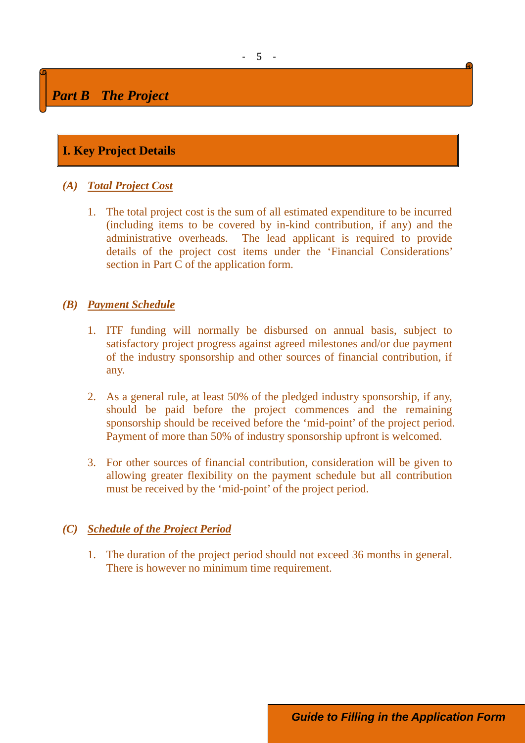# *Part B The Project*

## I. Key Project Details

### *(A) Total Project Cost*

1. The total project cost is the sum of all estimated expenditure to be incurred (including items to be covered by in-kind contribution, if any) and the administrative overheads. The lead applicant is required to provide details of the project cost items under the 'Financial Considerations' section in Part C of the application form.

### *(B) Payment Schedule*

1. ITF funding will normally be disbursed on annual basis, subject to satisfactory project progress against agreed milestones and/or due payment of the industry sponsorship and other sources of financial contribution, if any.

2. As a general rule, at least 50% of the pledged industry sponsorship, if any, should be paid before the project commences and the remaining sponsorship should be received before the 'mid-point' of the project period. Payment of more than 50% of industry sponsorship upfront is welcomed.

3. For other sources of financial contribution, consideration will be given to allowing greater flexibility on the payment schedule but all contribution must be received by the 'mid-point' of the project period.

### *(C) Schedule of the Project Period*

1. The duration of the project period should not exceed 36 months in general. There is however no minimum time requirement.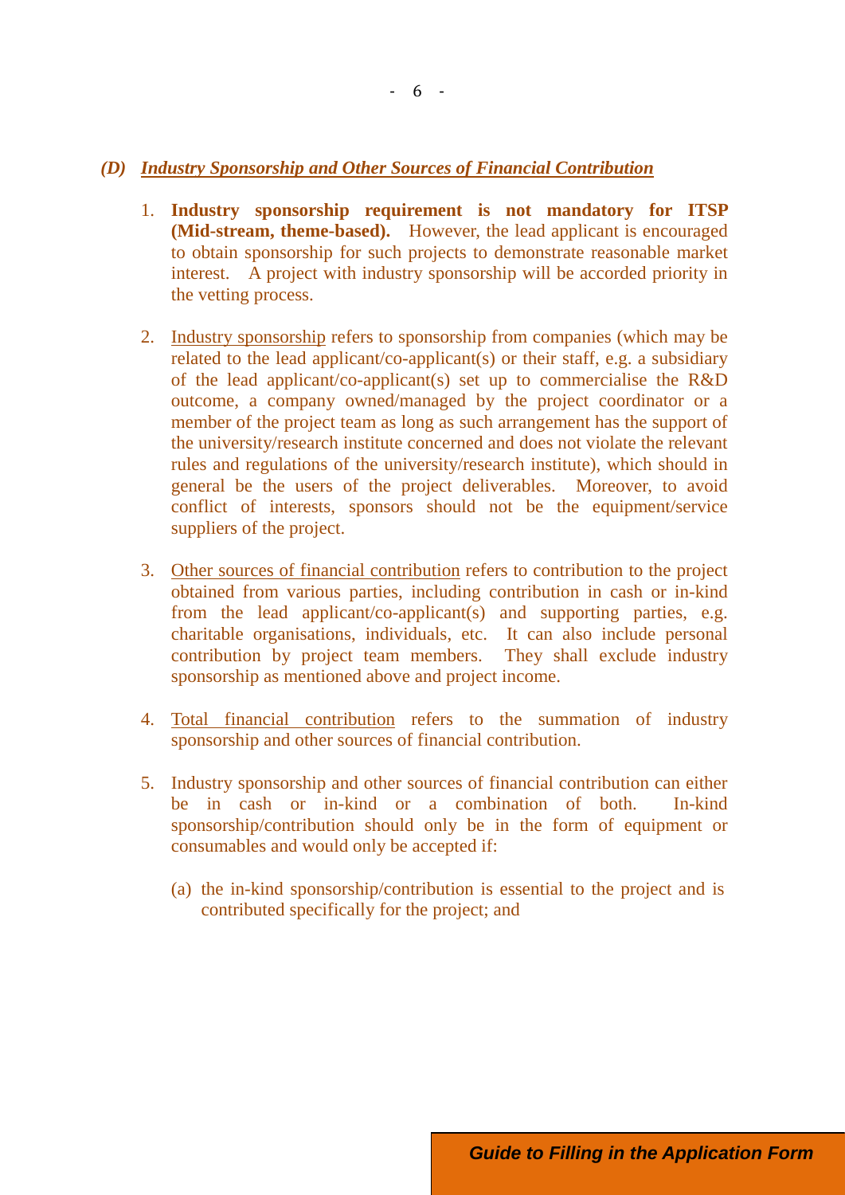### *(D) Industry Sponsorship and Other Sources of Financial Contribution*

1. **Industry sponsorship requirement is not mandatory for ITSP (Mid-stream, theme-based).** However, the lead applicant is encouraged to obtain sponsorship for such projects to demonstrate reasonable market interest. A project with industry sponsorship will be accorded priority in the vetting process.

2. Industry sponsorship refers to sponsorship from companies (which may be related to the lead applicant/co-applicant(s) or their staff, e.g. a subsidiary of the lead applicant/co-applicant(s) set up to commercialise the R&D outcome, a company owned/managed by the project coordinator or a member of the project team as long as such arrangement has the support of the university/research institute concerned and does not violate the relevant rules and regulations of the university/research institute), which should in general be the users of the project deliverables. Moreover, to avoid conflict of interests, sponsors should not be the equipment/service suppliers of the project.

3. Other sources of financial contribution refers to contribution to the project obtained from various parties, including contribution in cash or in-kind from the lead applicant/co-applicant(s) and supporting parties, e.g. charitable organisations, individuals, etc. It can also include personal contribution by project team members. They shall exclude industry sponsorship as mentioned above and project income.

4. Total financial contribution refers to the summation of industry sponsorship and other sources of financial contribution.

5. Industry sponsorship and other sources of financial contribution can either be in cash or in-kind or a combination of both. In-kind sponsorship/contribution should only be in the form of equipment or consumables and would only be accepted if:

   (a) the in-kind sponsorship/contribution is essential to the project and is contributed specifically for the project; and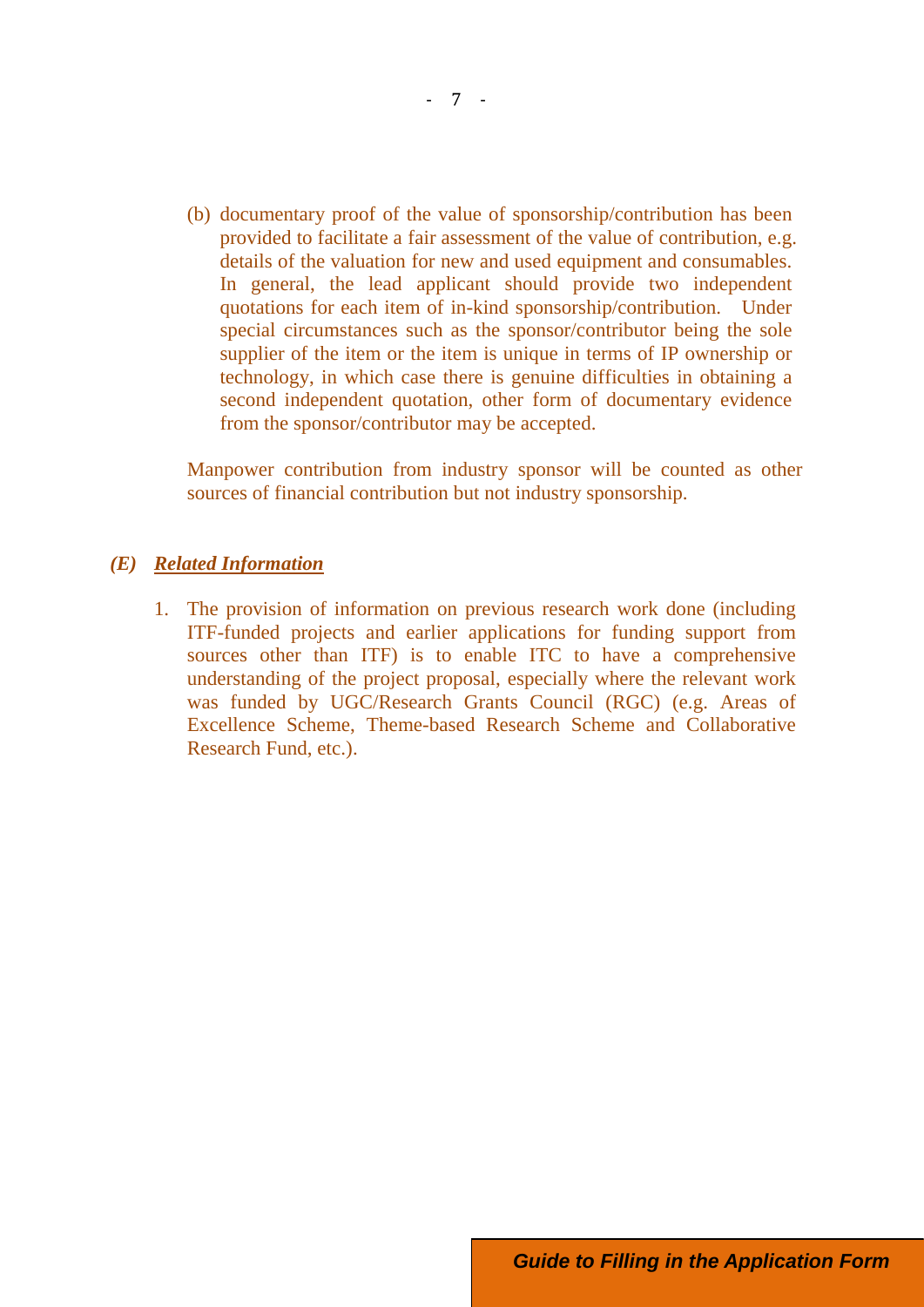(b) documentary proof of the value of sponsorship/contribution has been provided to facilitate a fair assessment of the value of contribution, e.g. details of the valuation for new and used equipment and consumables. In general, the lead applicant should provide two independent quotations for each item of in-kind sponsorship/contribution. Under special circumstances such as the sponsor/contributor being the sole supplier of the item or the item is unique in terms of IP ownership or technology, in which case there is genuine difficulties in obtaining a second independent quotation, other form of documentary evidence from the sponsor/contributor may be accepted.

Manpower contribution from industry sponsor will be counted as other sources of financial contribution but not industry sponsorship.

### *(E) Related Information*

1. The provision of information on previous research work done (including ITF-funded projects and earlier applications for funding support from sources other than ITF) is to enable ITC to have a comprehensive understanding of the project proposal, especially where the relevant work was funded by UGC/Research Grants Council (RGC) (e.g. Areas of Excellence Scheme, Theme-based Research Scheme and Collaborative Research Fund, etc.).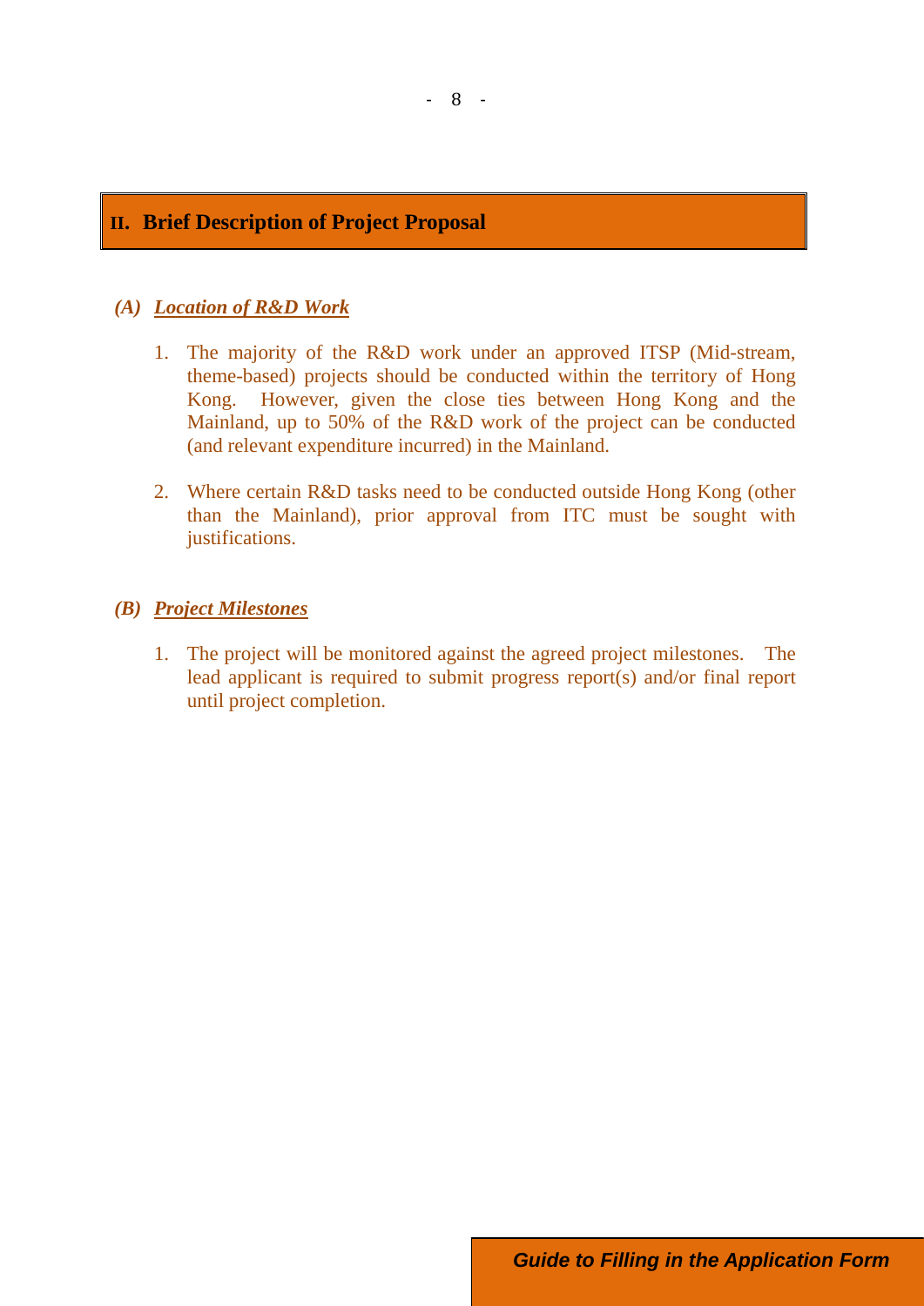## II. Brief Description of Project Proposal

### *(A) Location of R&D Work*

1. The majority of the R&D work under an approved ITSP (Mid-stream, theme-based) projects should be conducted within the territory of Hong Kong. However, given the close ties between Hong Kong and the Mainland, up to 50% of the R&D work of the project can be conducted (and relevant expenditure incurred) in the Mainland.

2. Where certain R&D tasks need to be conducted outside Hong Kong (other than the Mainland), prior approval from ITC must be sought with justifications.

### *(B) Project Milestones*

1. The project will be monitored against the agreed project milestones. The lead applicant is required to submit progress report(s) and/or final report until project completion.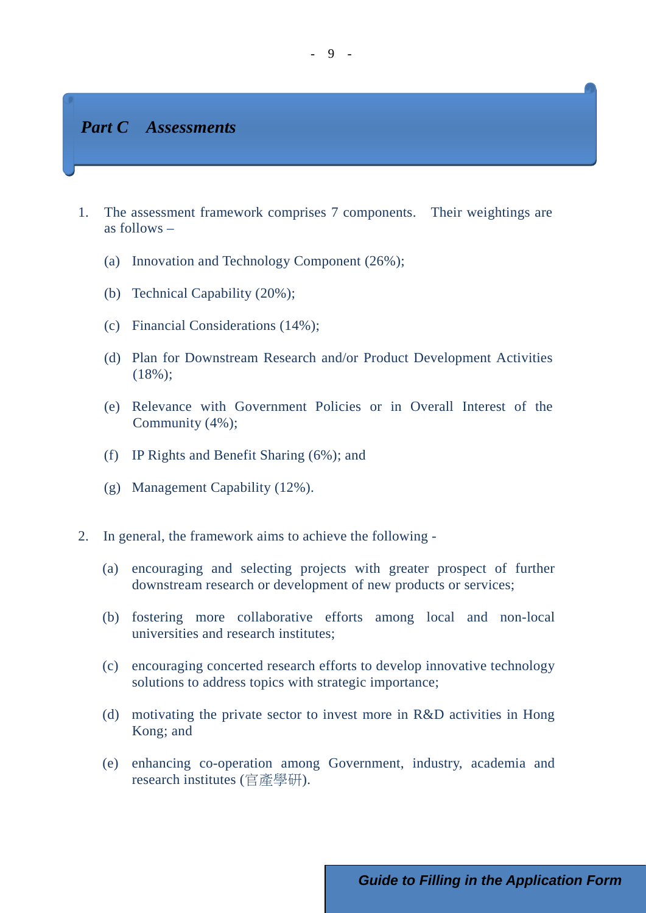## *Part C Assessments*

1. The assessment framework comprises 7 components. Their weightings are as follows –

   (a) Innovation and Technology Component (26%);

   (b) Technical Capability (20%);

   (c) Financial Considerations (14%);

   (d) Plan for Downstream Research and/or Product Development Activities (18%);

   (e) Relevance with Government Policies or in Overall Interest of the Community (4%);

   (f) IP Rights and Benefit Sharing (6%); and

   (g) Management Capability (12%).

2. In general, the framework aims to achieve the following -

   (a) encouraging and selecting projects with greater prospect of further downstream research or development of new products or services;

   (b) fostering more collaborative efforts among local and non-local universities and research institutes;

   (c) encouraging concerted research efforts to develop innovative technology solutions to address topics with strategic importance;

   (d) motivating the private sector to invest more in R&D activities in Hong Kong; and

   (e) enhancing co-operation among Government, industry, academia and research institutes (官產學研).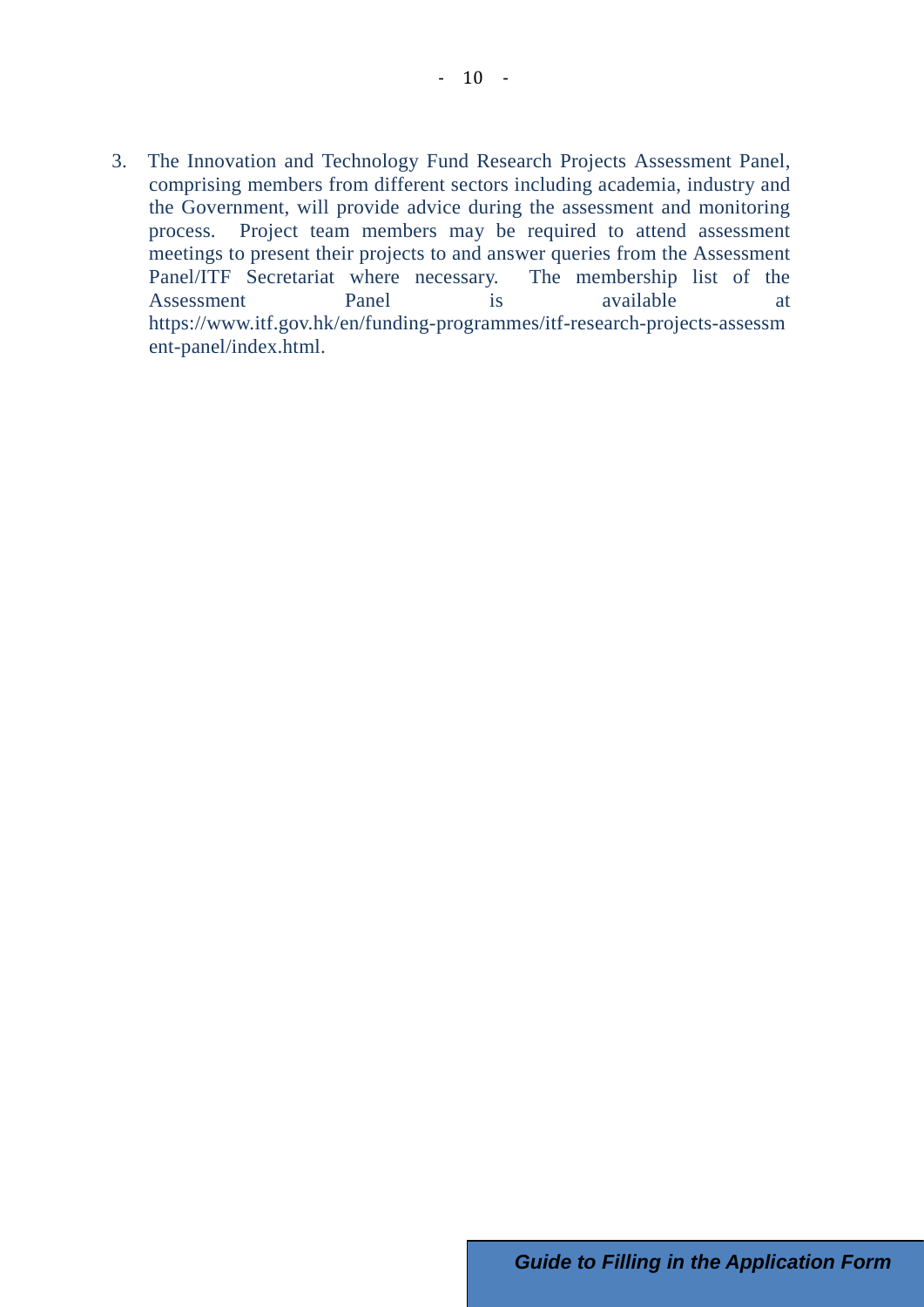3. The Innovation and Technology Fund Research Projects Assessment Panel, comprising members from different sectors including academia, industry and the Government, will provide advice during the assessment and monitoring process. Project team members may be required to attend assessment meetings to present their projects to and answer queries from the Assessment Panel/ITF Secretariat where necessary. The membership list of the Assessment Panel is available at https://www.itf.gov.hk/en/funding-programmes/itf-research-projects-assessment-panel/index.html.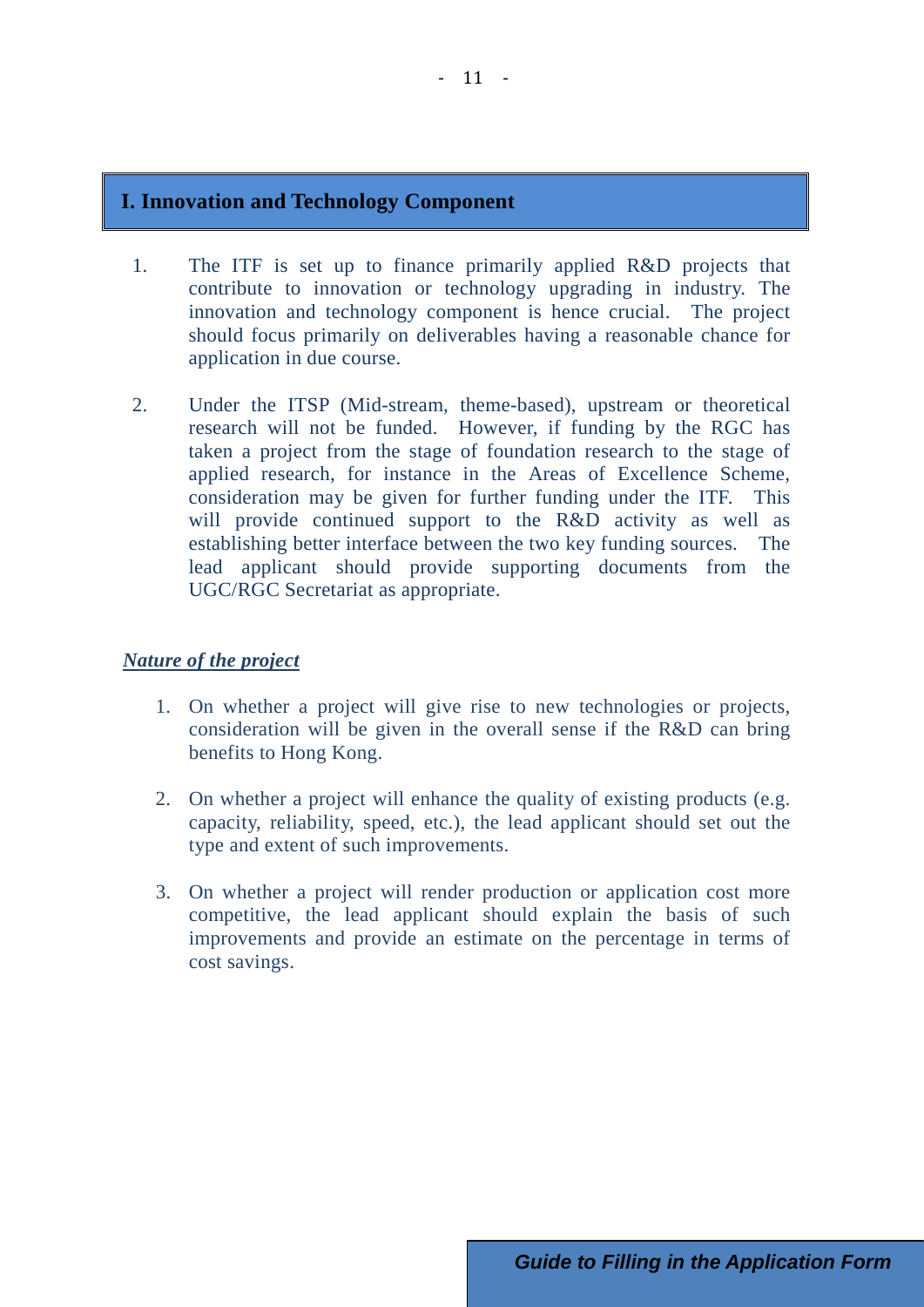## I. Innovation and Technology Component

1. The ITF is set up to finance primarily applied R&D projects that contribute to innovation or technology upgrading in industry. The innovation and technology component is hence crucial. The project should focus primarily on deliverables having a reasonable chance for application in due course.

2. Under the ITSP (Mid-stream, theme-based), upstream or theoretical research will not be funded. However, if funding by the RGC has taken a project from the stage of foundation research to the stage of applied research, for instance in the Areas of Excellence Scheme, consideration may be given for further funding under the ITF. This will provide continued support to the R&D activity as well as establishing better interface between the two key funding sources. The lead applicant should provide supporting documents from the UGC/RGC Secretariat as appropriate.

***Nature of the project***

1. On whether a project will give rise to new technologies or projects, consideration will be given in the overall sense if the R&D can bring benefits to Hong Kong.

2. On whether a project will enhance the quality of existing products (e.g. capacity, reliability, speed, etc.), the lead applicant should set out the type and extent of such improvements.

3. On whether a project will render production or application cost more competitive, the lead applicant should explain the basis of such improvements and provide an estimate on the percentage in terms of cost savings.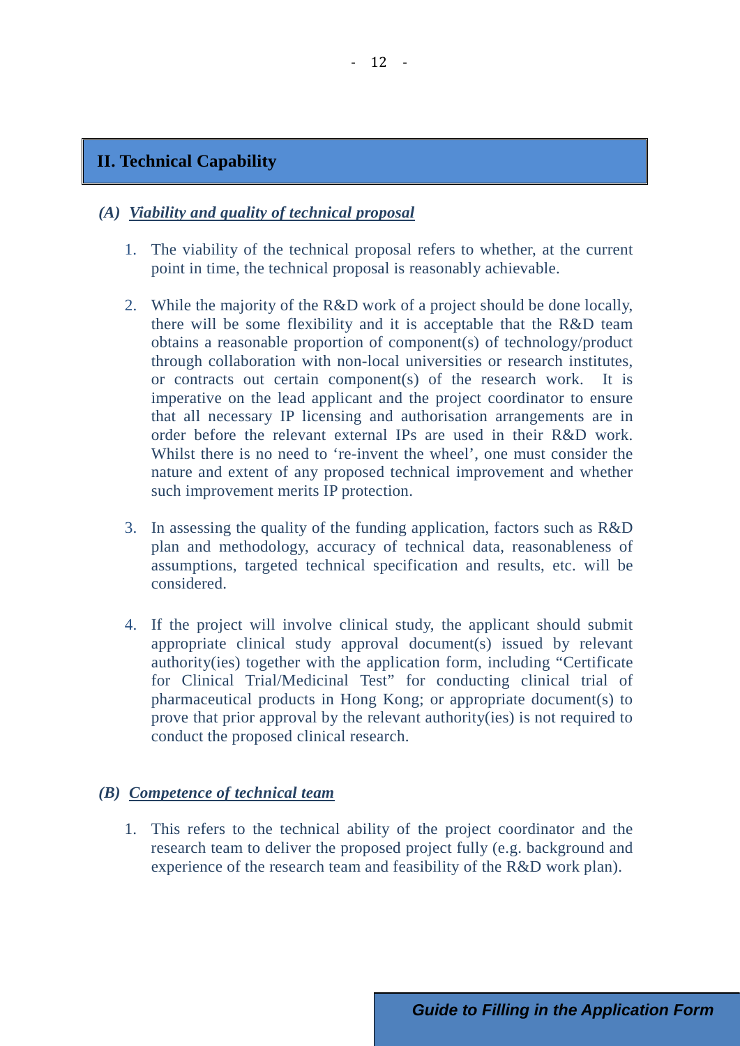## II. Technical Capability

### *(A) Viability and quality of technical proposal*

1. The viability of the technical proposal refers to whether, at the current point in time, the technical proposal is reasonably achievable.

2. While the majority of the R&D work of a project should be done locally, there will be some flexibility and it is acceptable that the R&D team obtains a reasonable proportion of component(s) of technology/product through collaboration with non-local universities or research institutes, or contracts out certain component(s) of the research work. It is imperative on the lead applicant and the project coordinator to ensure that all necessary IP licensing and authorisation arrangements are in order before the relevant external IPs are used in their R&D work. Whilst there is no need to 're-invent the wheel', one must consider the nature and extent of any proposed technical improvement and whether such improvement merits IP protection.

3. In assessing the quality of the funding application, factors such as R&D plan and methodology, accuracy of technical data, reasonableness of assumptions, targeted technical specification and results, etc. will be considered.

4. If the project will involve clinical study, the applicant should submit appropriate clinical study approval document(s) issued by relevant authority(ies) together with the application form, including "Certificate for Clinical Trial/Medicinal Test" for conducting clinical trial of pharmaceutical products in Hong Kong; or appropriate document(s) to prove that prior approval by the relevant authority(ies) is not required to conduct the proposed clinical research.

### *(B) Competence of technical team*

1. This refers to the technical ability of the project coordinator and the research team to deliver the proposed project fully (e.g. background and experience of the research team and feasibility of the R&D work plan).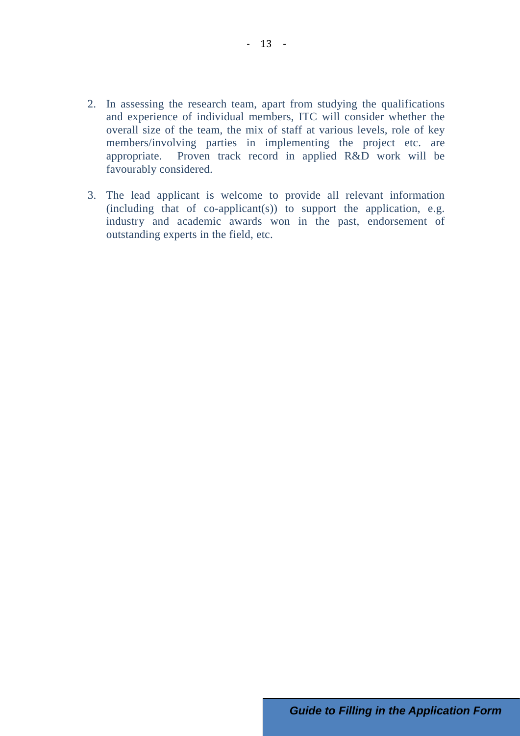2. In assessing the research team, apart from studying the qualifications and experience of individual members, ITC will consider whether the overall size of the team, the mix of staff at various levels, role of key members/involving parties in implementing the project etc. are appropriate. Proven track record in applied R&D work will be favourably considered.

3. The lead applicant is welcome to provide all relevant information (including that of co-applicant(s)) to support the application, e.g. industry and academic awards won in the past, endorsement of outstanding experts in the field, etc.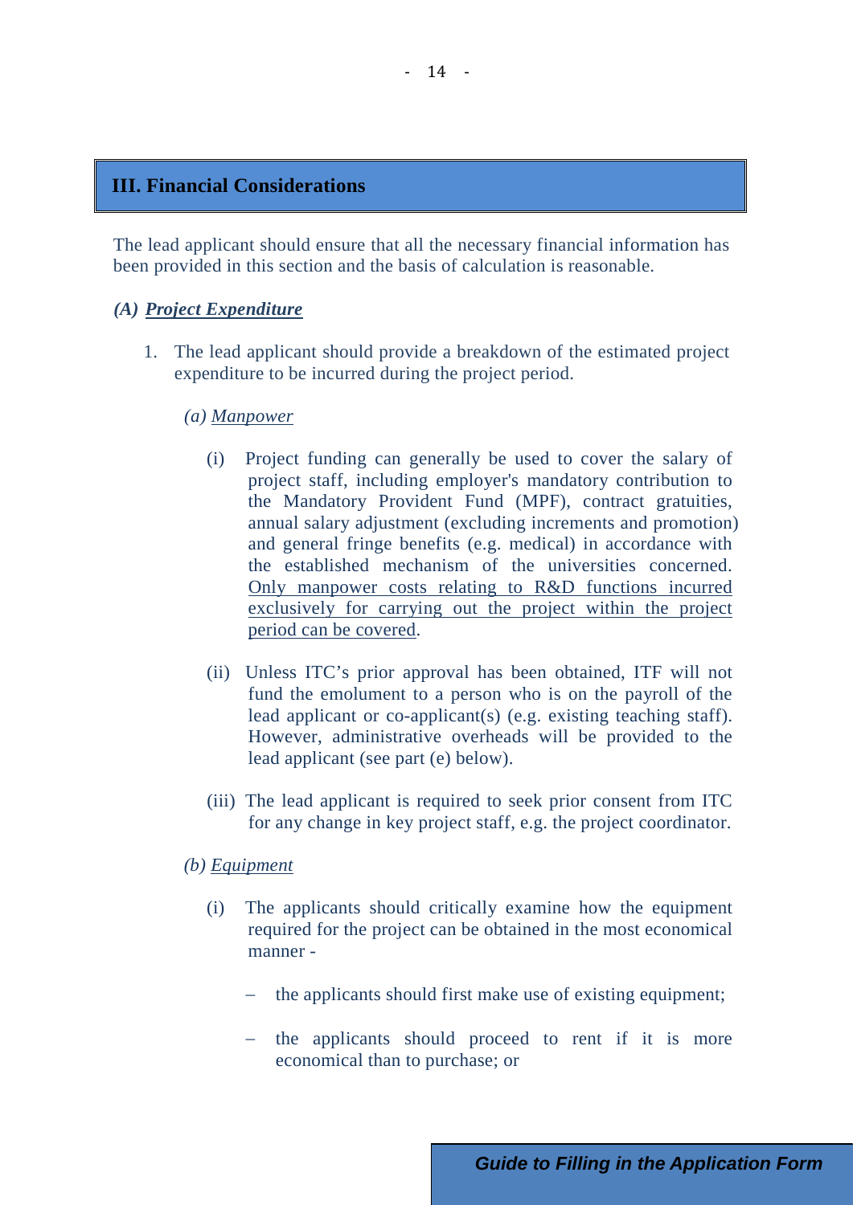## III. Financial Considerations

The lead applicant should ensure that all the necessary financial information has been provided in this section and the basis of calculation is reasonable.

### *(A) Project Expenditure*

1. The lead applicant should provide a breakdown of the estimated project expenditure to be incurred during the project period.

   *(a) Manpower*

   (i) Project funding can generally be used to cover the salary of project staff, including employer's mandatory contribution to the Mandatory Provident Fund (MPF), contract gratuities, annual salary adjustment (excluding increments and promotion) and general fringe benefits (e.g. medical) in accordance with the established mechanism of the universities concerned. <u>Only manpower costs relating to R&D functions incurred exclusively for carrying out the project within the project period can be covered</u>.

   (ii) Unless ITC's prior approval has been obtained, ITF will not fund the emolument to a person who is on the payroll of the lead applicant or co-applicant(s) (e.g. existing teaching staff). However, administrative overheads will be provided to the lead applicant (see part (e) below).

   (iii) The lead applicant is required to seek prior consent from ITC for any change in key project staff, e.g. the project coordinator.

   *(b) Equipment*

   (i) The applicants should critically examine how the equipment required for the project can be obtained in the most economical manner -

   – the applicants should first make use of existing equipment;

   – the applicants should proceed to rent if it is more economical than to purchase; or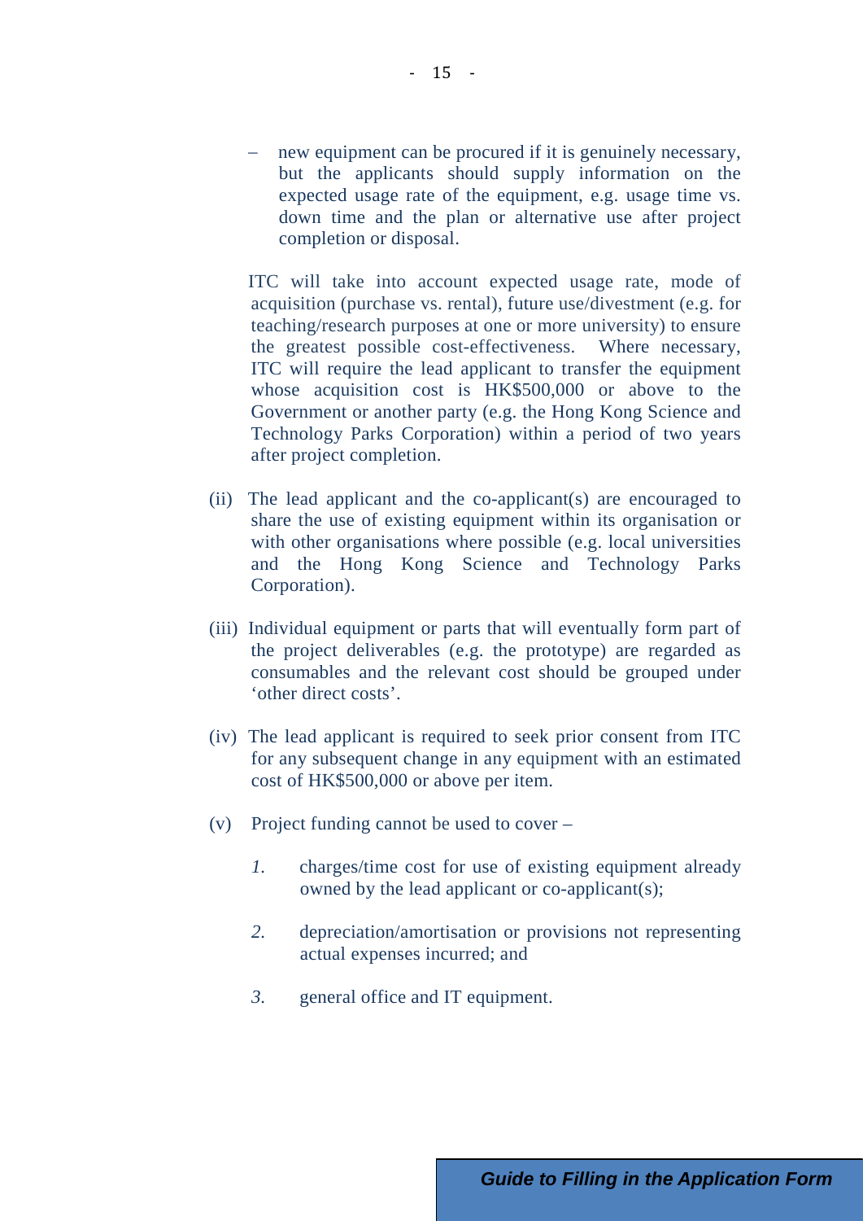– new equipment can be procured if it is genuinely necessary, but the applicants should supply information on the expected usage rate of the equipment, e.g. usage time vs. down time and the plan or alternative use after project completion or disposal.

ITC will take into account expected usage rate, mode of acquisition (purchase vs. rental), future use/divestment (e.g. for teaching/research purposes at one or more university) to ensure the greatest possible cost-effectiveness. Where necessary, ITC will require the lead applicant to transfer the equipment whose acquisition cost is HK$500,000 or above to the Government or another party (e.g. the Hong Kong Science and Technology Parks Corporation) within a period of two years after project completion.

(ii) The lead applicant and the co-applicant(s) are encouraged to share the use of existing equipment within its organisation or with other organisations where possible (e.g. local universities and the Hong Kong Science and Technology Parks Corporation).

(iii) Individual equipment or parts that will eventually form part of the project deliverables (e.g. the prototype) are regarded as consumables and the relevant cost should be grouped under 'other direct costs'.

(iv) The lead applicant is required to seek prior consent from ITC for any subsequent change in any equipment with an estimated cost of HK$500,000 or above per item.

(v) Project funding cannot be used to cover –

*1.* charges/time cost for use of existing equipment already owned by the lead applicant or co-applicant(s);

*2.* depreciation/amortisation or provisions not representing actual expenses incurred; and

*3.* general office and IT equipment.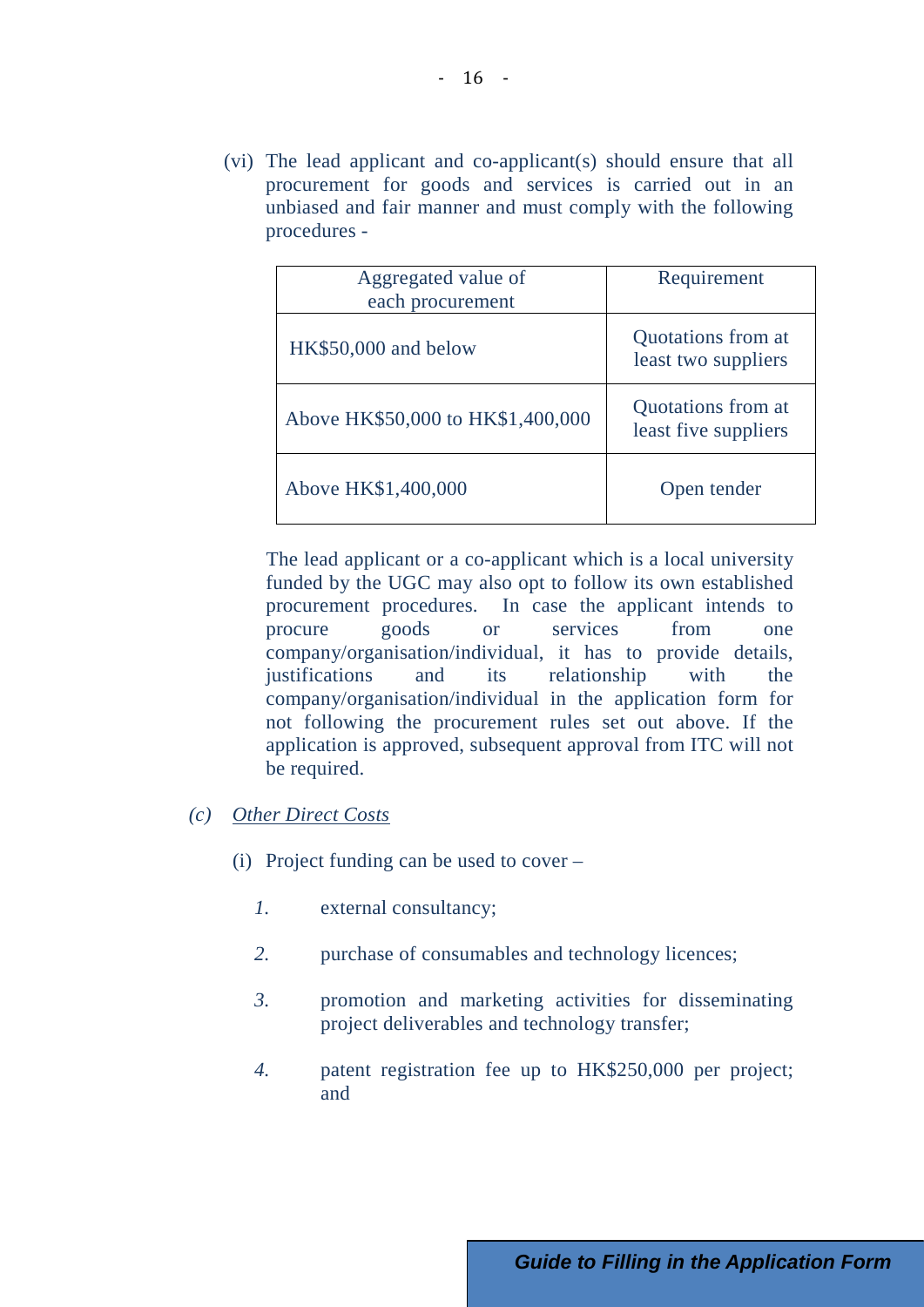(vi) The lead applicant and co-applicant(s) should ensure that all procurement for goods and services is carried out in an unbiased and fair manner and must comply with the following procedures -

| Aggregated value of each procurement | Requirement |
| --- | --- |
| HK$50,000 and below | Quotations from at least two suppliers |
| Above HK$50,000 to HK$1,400,000 | Quotations from at least five suppliers |
| Above HK$1,400,000 | Open tender |

The lead applicant or a co-applicant which is a local university funded by the UGC may also opt to follow its own established procurement procedures. In case the applicant intends to procure goods or services from one company/organisation/individual, it has to provide details, justifications and its relationship with the company/organisation/individual in the application form for not following the procurement rules set out above. If the application is approved, subsequent approval from ITC will not be required.

*(c)* *Other Direct Costs*

(i) Project funding can be used to cover –

*1.* external consultancy;

*2.* purchase of consumables and technology licences;

*3.* promotion and marketing activities for disseminating project deliverables and technology transfer;

*4.* patent registration fee up to HK$250,000 per project; and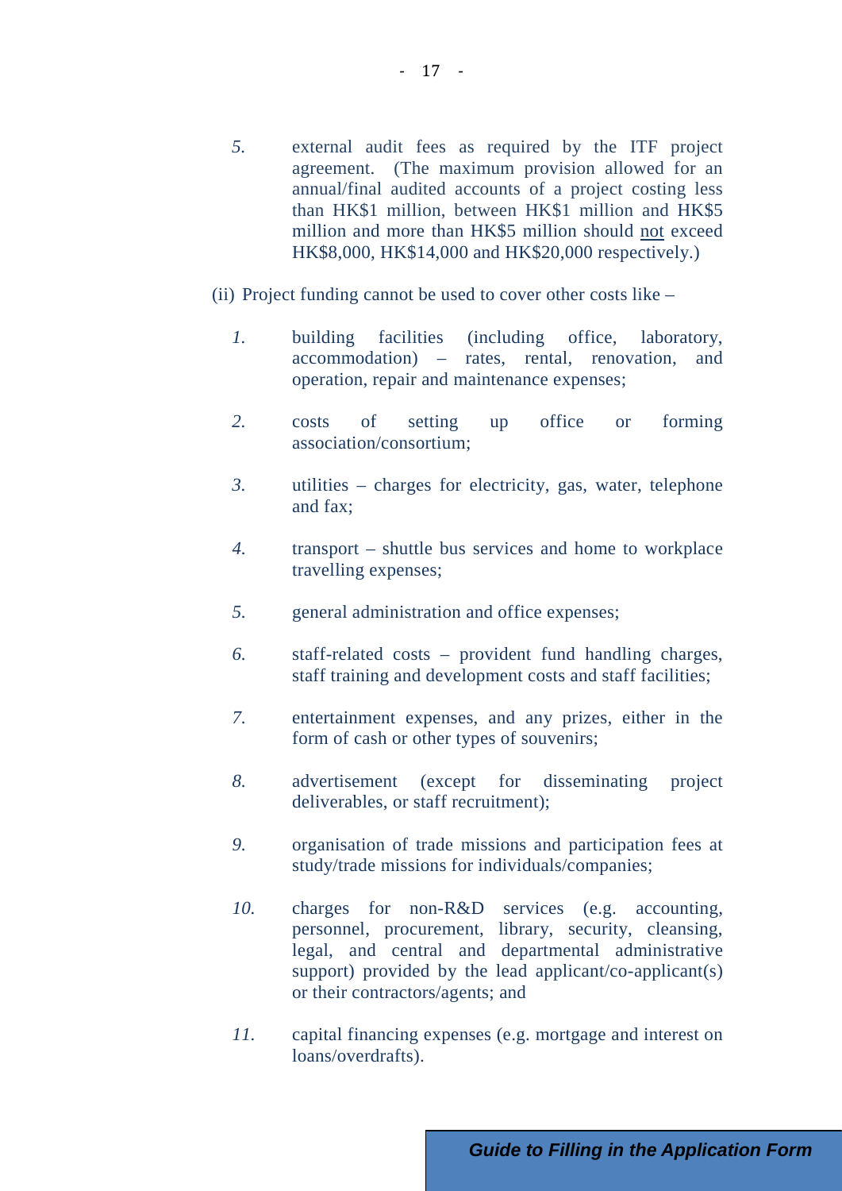*5.* external audit fees as required by the ITF project agreement. (The maximum provision allowed for an annual/final audited accounts of a project costing less than HK$1 million, between HK$1 million and HK$5 million and more than HK$5 million should not exceed HK$8,000, HK$14,000 and HK$20,000 respectively.)

(ii) Project funding cannot be used to cover other costs like –

*1.* building facilities (including office, laboratory, accommodation) – rates, rental, renovation, and operation, repair and maintenance expenses;

*2.* costs of setting up office or forming association/consortium;

*3.* utilities – charges for electricity, gas, water, telephone and fax;

*4.* transport – shuttle bus services and home to workplace travelling expenses;

*5.* general administration and office expenses;

*6.* staff-related costs – provident fund handling charges, staff training and development costs and staff facilities;

*7.* entertainment expenses, and any prizes, either in the form of cash or other types of souvenirs;

*8.* advertisement (except for disseminating project deliverables, or staff recruitment);

*9.* organisation of trade missions and participation fees at study/trade missions for individuals/companies;

*10.* charges for non-R&D services (e.g. accounting, personnel, procurement, library, security, cleansing, legal, and central and departmental administrative support) provided by the lead applicant/co-applicant(s) or their contractors/agents; and

*11.* capital financing expenses (e.g. mortgage and interest on loans/overdrafts).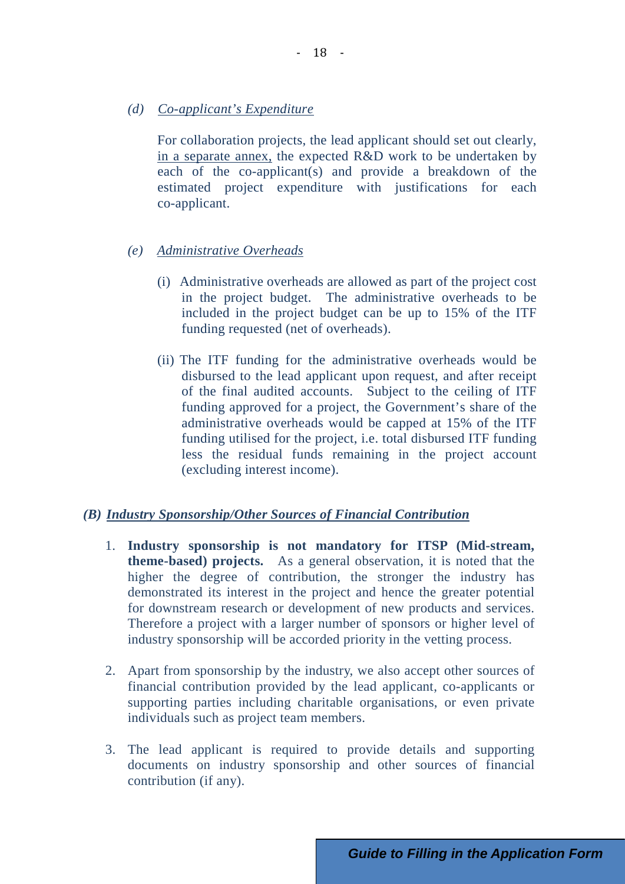*(d)* *<u>Co-applicant's Expenditure</u>*

For collaboration projects, the lead applicant should set out clearly, <u>in a separate annex,</u> the expected R&D work to be undertaken by each of the co-applicant(s) and provide a breakdown of the estimated project expenditure with justifications for each co-applicant.

*(e)* *<u>Administrative Overheads</u>*

(i) Administrative overheads are allowed as part of the project cost in the project budget. The administrative overheads to be included in the project budget can be up to 15% of the ITF funding requested (net of overheads).

(ii) The ITF funding for the administrative overheads would be disbursed to the lead applicant upon request, and after receipt of the final audited accounts. Subject to the ceiling of ITF funding approved for a project, the Government's share of the administrative overheads would be capped at 15% of the ITF funding utilised for the project, i.e. total disbursed ITF funding less the residual funds remaining in the project account (excluding interest income).

## *(B) <u>Industry Sponsorship/Other Sources of Financial Contribution</u>*

1. **Industry sponsorship is not mandatory for ITSP (Mid-stream, theme-based) projects.** As a general observation, it is noted that the higher the degree of contribution, the stronger the industry has demonstrated its interest in the project and hence the greater potential for downstream research or development of new products and services. Therefore a project with a larger number of sponsors or higher level of industry sponsorship will be accorded priority in the vetting process.

2. Apart from sponsorship by the industry, we also accept other sources of financial contribution provided by the lead applicant, co-applicants or supporting parties including charitable organisations, or even private individuals such as project team members.

3. The lead applicant is required to provide details and supporting documents on industry sponsorship and other sources of financial contribution (if any).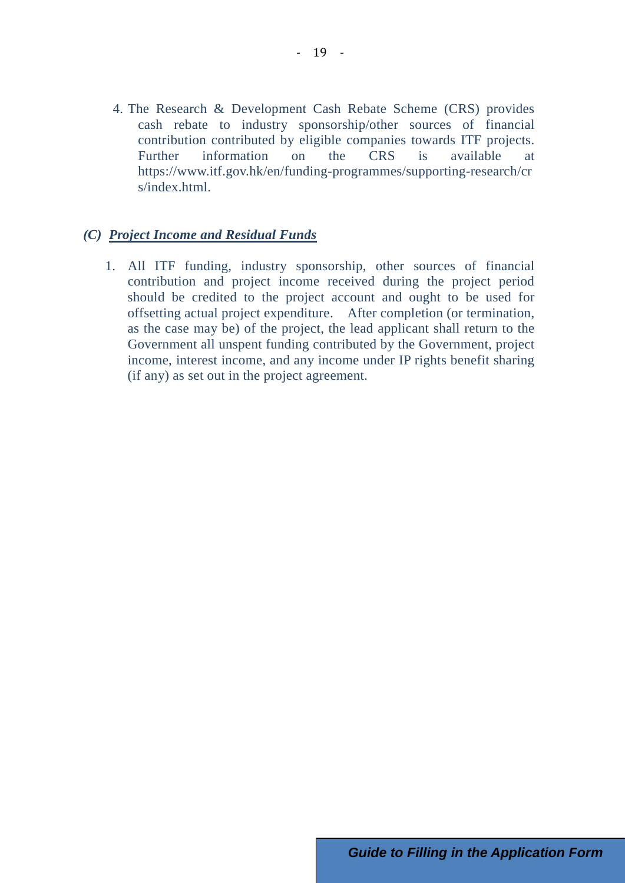4. The Research & Development Cash Rebate Scheme (CRS) provides cash rebate to industry sponsorship/other sources of financial contribution contributed by eligible companies towards ITF projects. Further information on the CRS is available at https://www.itf.gov.hk/en/funding-programmes/supporting-research/crs/index.html.

### *(C) Project Income and Residual Funds*

1. All ITF funding, industry sponsorship, other sources of financial contribution and project income received during the project period should be credited to the project account and ought to be used for offsetting actual project expenditure. After completion (or termination, as the case may be) of the project, the lead applicant shall return to the Government all unspent funding contributed by the Government, project income, interest income, and any income under IP rights benefit sharing (if any) as set out in the project agreement.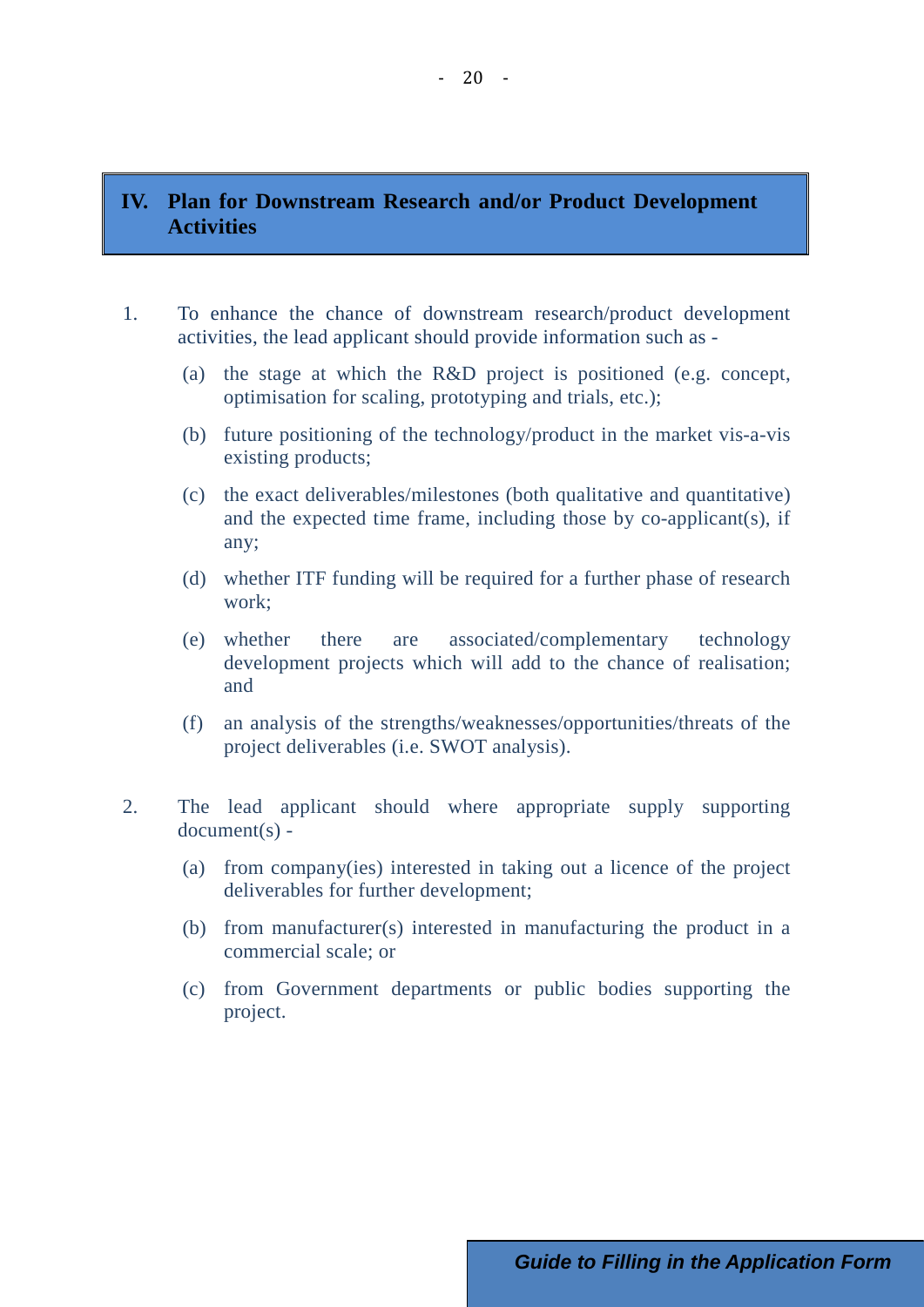## IV. Plan for Downstream Research and/or Product Development Activities

1. To enhance the chance of downstream research/product development activities, the lead applicant should provide information such as -

   (a) the stage at which the R&D project is positioned (e.g. concept, optimisation for scaling, prototyping and trials, etc.);

   (b) future positioning of the technology/product in the market vis-a-vis existing products;

   (c) the exact deliverables/milestones (both qualitative and quantitative) and the expected time frame, including those by co-applicant(s), if any;

   (d) whether ITF funding will be required for a further phase of research work;

   (e) whether there are associated/complementary technology development projects which will add to the chance of realisation; and

   (f) an analysis of the strengths/weaknesses/opportunities/threats of the project deliverables (i.e. SWOT analysis).

2. The lead applicant should where appropriate supply supporting document(s) -

   (a) from company(ies) interested in taking out a licence of the project deliverables for further development;

   (b) from manufacturer(s) interested in manufacturing the product in a commercial scale; or

   (c) from Government departments or public bodies supporting the project.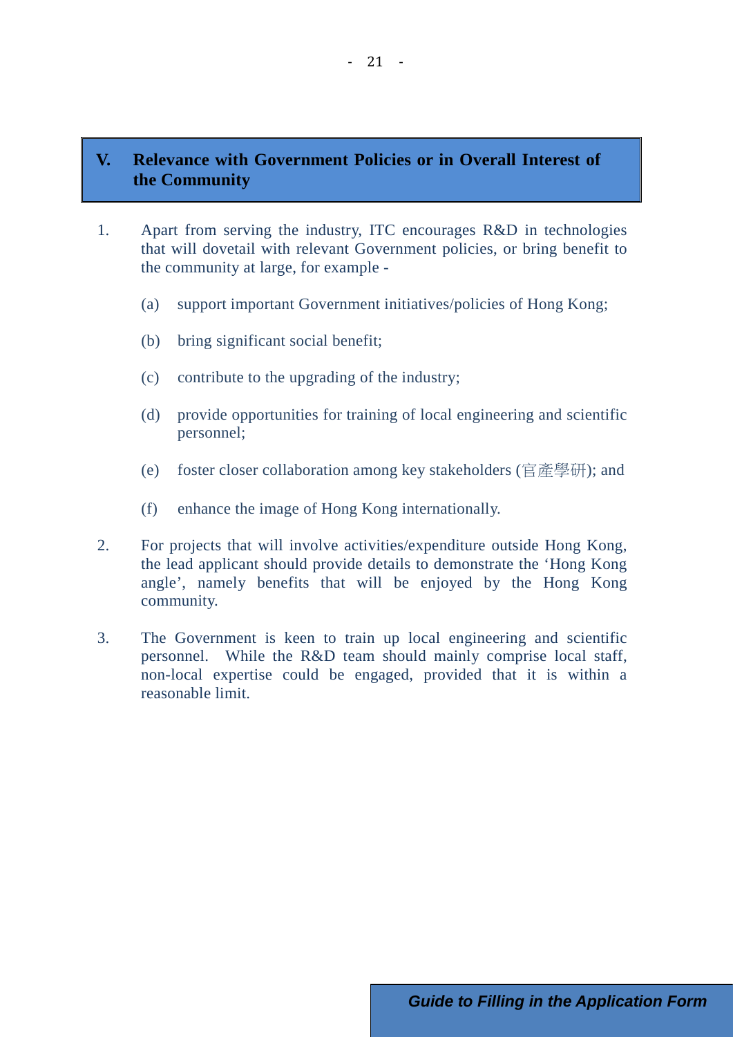## V. Relevance with Government Policies or in Overall Interest of the Community

1. Apart from serving the industry, ITC encourages R&D in technologies that will dovetail with relevant Government policies, or bring benefit to the community at large, for example -

   (a) support important Government initiatives/policies of Hong Kong;

   (b) bring significant social benefit;

   (c) contribute to the upgrading of the industry;

   (d) provide opportunities for training of local engineering and scientific personnel;

   (e) foster closer collaboration among key stakeholders (官產學研); and

   (f) enhance the image of Hong Kong internationally.

2. For projects that will involve activities/expenditure outside Hong Kong, the lead applicant should provide details to demonstrate the 'Hong Kong angle', namely benefits that will be enjoyed by the Hong Kong community.

3. The Government is keen to train up local engineering and scientific personnel. While the R&D team should mainly comprise local staff, non-local expertise could be engaged, provided that it is within a reasonable limit.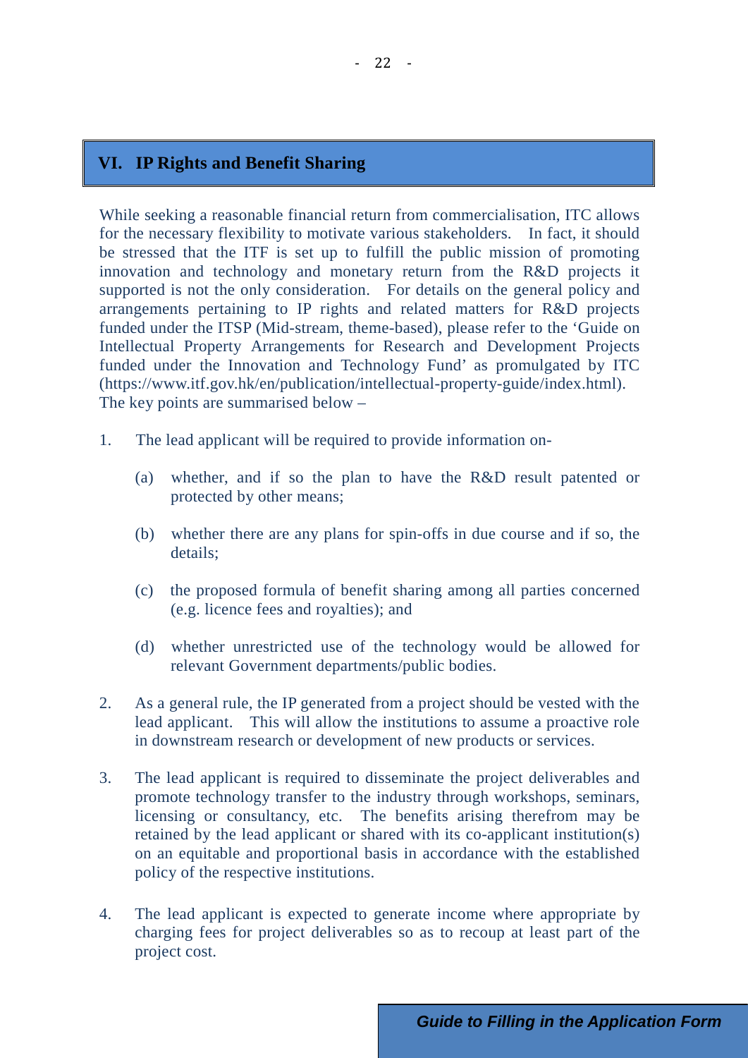## VI. IP Rights and Benefit Sharing

While seeking a reasonable financial return from commercialisation, ITC allows for the necessary flexibility to motivate various stakeholders. In fact, it should be stressed that the ITF is set up to fulfill the public mission of promoting innovation and technology and monetary return from the R&D projects it supported is not the only consideration. For details on the general policy and arrangements pertaining to IP rights and related matters for R&D projects funded under the ITSP (Mid-stream, theme-based), please refer to the 'Guide on Intellectual Property Arrangements for Research and Development Projects funded under the Innovation and Technology Fund' as promulgated by ITC (https://www.itf.gov.hk/en/publication/intellectual-property-guide/index.html). The key points are summarised below –

1. The lead applicant will be required to provide information on-

   (a) whether, and if so the plan to have the R&D result patented or protected by other means;

   (b) whether there are any plans for spin-offs in due course and if so, the details;

   (c) the proposed formula of benefit sharing among all parties concerned (e.g. licence fees and royalties); and

   (d) whether unrestricted use of the technology would be allowed for relevant Government departments/public bodies.

2. As a general rule, the IP generated from a project should be vested with the lead applicant. This will allow the institutions to assume a proactive role in downstream research or development of new products or services.

3. The lead applicant is required to disseminate the project deliverables and promote technology transfer to the industry through workshops, seminars, licensing or consultancy, etc. The benefits arising therefrom may be retained by the lead applicant or shared with its co-applicant institution(s) on an equitable and proportional basis in accordance with the established policy of the respective institutions.

4. The lead applicant is expected to generate income where appropriate by charging fees for project deliverables so as to recoup at least part of the project cost.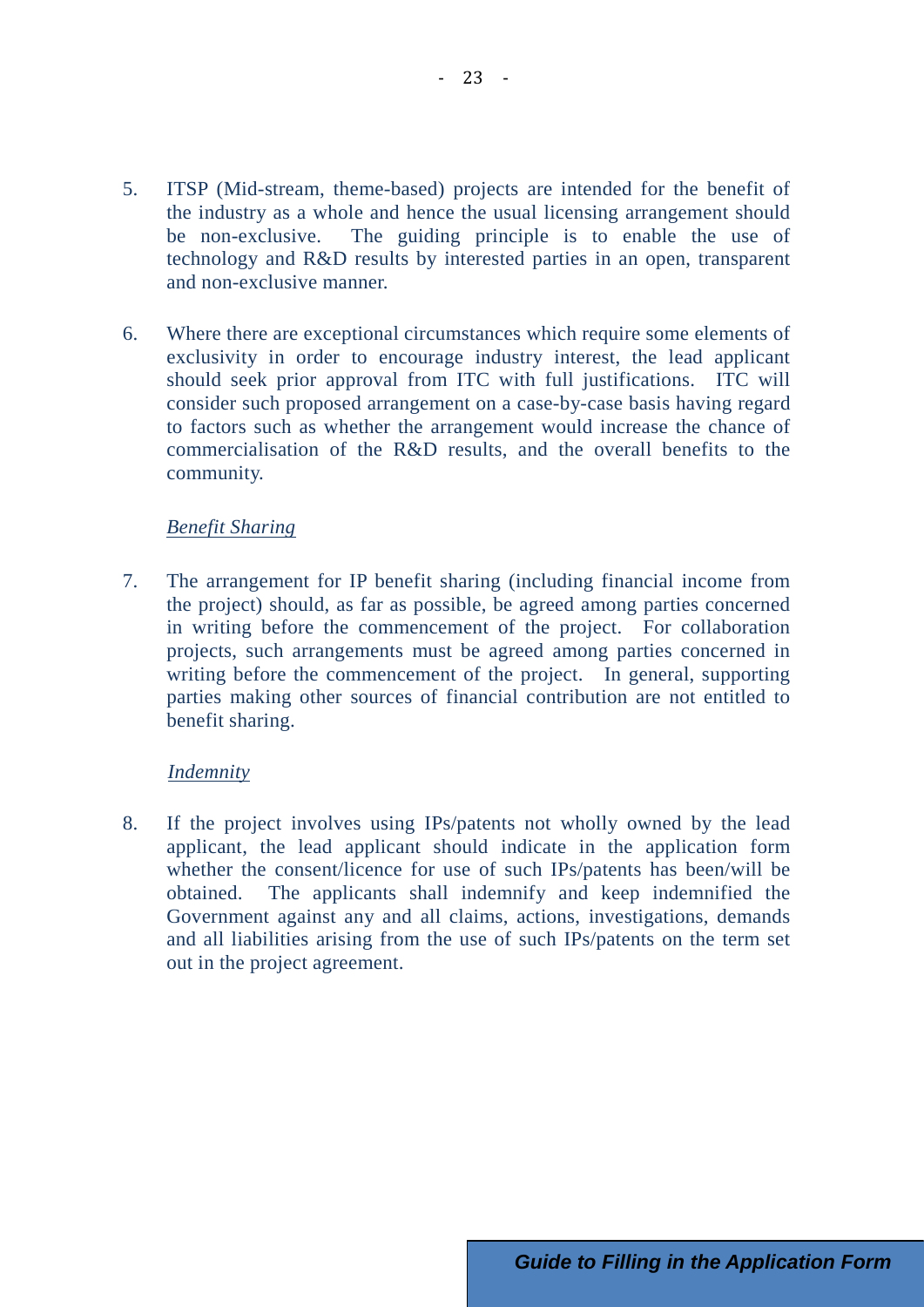5. ITSP (Mid-stream, theme-based) projects are intended for the benefit of the industry as a whole and hence the usual licensing arrangement should be non-exclusive. The guiding principle is to enable the use of technology and R&D results by interested parties in an open, transparent and non-exclusive manner.

6. Where there are exceptional circumstances which require some elements of exclusivity in order to encourage industry interest, the lead applicant should seek prior approval from ITC with full justifications. ITC will consider such proposed arrangement on a case-by-case basis having regard to factors such as whether the arrangement would increase the chance of commercialisation of the R&D results, and the overall benefits to the community.

*Benefit Sharing*

7. The arrangement for IP benefit sharing (including financial income from the project) should, as far as possible, be agreed among parties concerned in writing before the commencement of the project. For collaboration projects, such arrangements must be agreed among parties concerned in writing before the commencement of the project. In general, supporting parties making other sources of financial contribution are not entitled to benefit sharing.

*Indemnity*

8. If the project involves using IPs/patents not wholly owned by the lead applicant, the lead applicant should indicate in the application form whether the consent/licence for use of such IPs/patents has been/will be obtained. The applicants shall indemnify and keep indemnified the Government against any and all claims, actions, investigations, demands and all liabilities arising from the use of such IPs/patents on the term set out in the project agreement.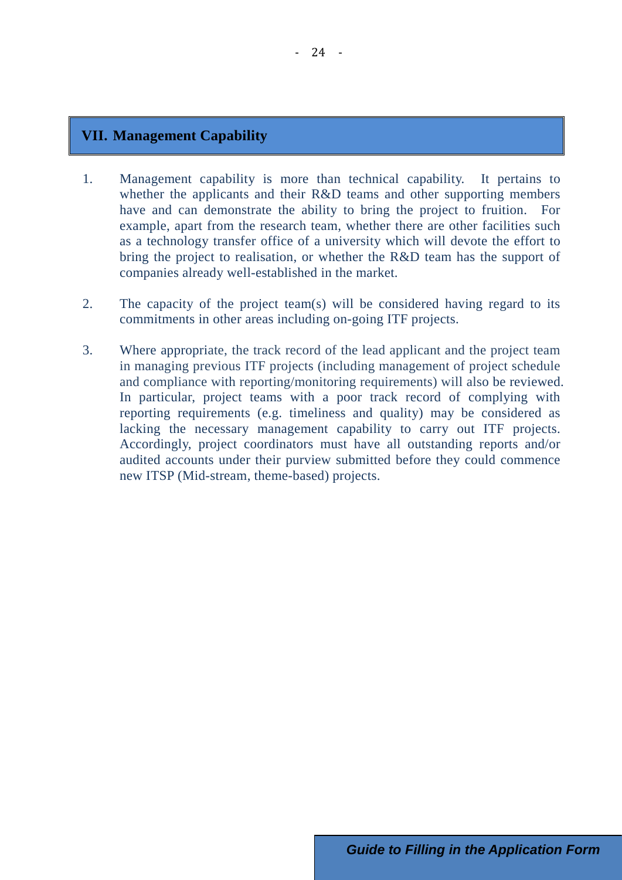## VII. Management Capability

1. Management capability is more than technical capability. It pertains to whether the applicants and their R&D teams and other supporting members have and can demonstrate the ability to bring the project to fruition. For example, apart from the research team, whether there are other facilities such as a technology transfer office of a university which will devote the effort to bring the project to realisation, or whether the R&D team has the support of companies already well-established in the market.

2. The capacity of the project team(s) will be considered having regard to its commitments in other areas including on-going ITF projects.

3. Where appropriate, the track record of the lead applicant and the project team in managing previous ITF projects (including management of project schedule and compliance with reporting/monitoring requirements) will also be reviewed. In particular, project teams with a poor track record of complying with reporting requirements (e.g. timeliness and quality) may be considered as lacking the necessary management capability to carry out ITF projects. Accordingly, project coordinators must have all outstanding reports and/or audited accounts under their purview submitted before they could commence new ITSP (Mid-stream, theme-based) projects.